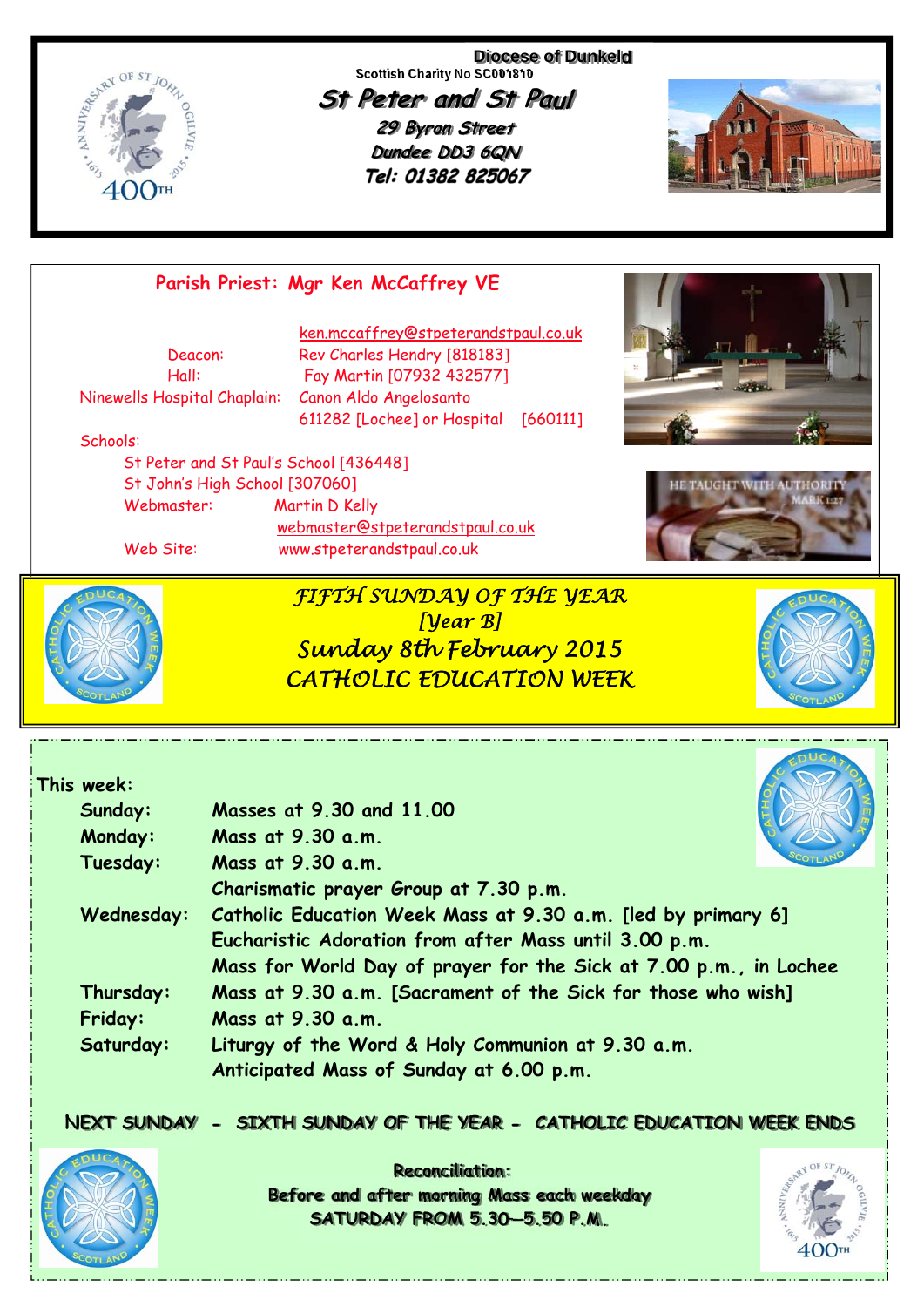Diocese of Dunkeld

Scottish Charity No SC001810

# St Peter and St Paul

29 Byron Street
Dundee DD3 6QN
Tel: 01382 825067

## Parish Priest: Mgr Ken McCaffrey VE

ken.mccaffrey@stpeterandstpaul.co.uk

Deacon: Rev Charles Hendry [818183]
Hall: Fay Martin [07932 432577]
Ninewells Hospital Chaplain: Canon Aldo Angelosanto
611282 [Lochee] or Hospital [660111]

Schools:
St Peter and St Paul's School [436448]
St John's High School [307060]
Webmaster: Martin D Kelly
webmaster@stpeterandstpaul.co.uk
Web Site: www.stpeterandstpaul.co.uk

## *FIFTH SUNDAY OF THE YEAR*
## *[Year B]*
## *Sunday 8th February 2015*
## *CATHOLIC EDUCATION WEEK*

**This week:**

| | |
|---|---|
| **Sunday:** | **Masses at 9.30 and 11.00** |
| **Monday:** | **Mass at 9.30 a.m.** |
| **Tuesday:** | **Mass at 9.30 a.m.** |
| | **Charismatic prayer Group at 7.30 p.m.** |
| **Wednesday:** | **Catholic Education Week Mass at 9.30 a.m. [led by primary 6]** |
| | **Eucharistic Adoration from after Mass until 3.00 p.m.** |
| | **Mass for World Day of prayer for the Sick at 7.00 p.m., in Lochee** |
| **Thursday:** | **Mass at 9.30 a.m. [Sacrament of the Sick for those who wish]** |
| **Friday:** | **Mass at 9.30 a.m.** |
| **Saturday:** | **Liturgy of the Word & Holy Communion at 9.30 a.m.** |
| | **Anticipated Mass of Sunday at 6.00 p.m.** |

**NEXT SUNDAY - SIXTH SUNDAY OF THE YEAR - CATHOLIC EDUCATION WEEK ENDS**

**Reconciliation:**
**Before and after morning Mass each weekday**
**SATURDAY FROM 5.30—5.50 P.M.**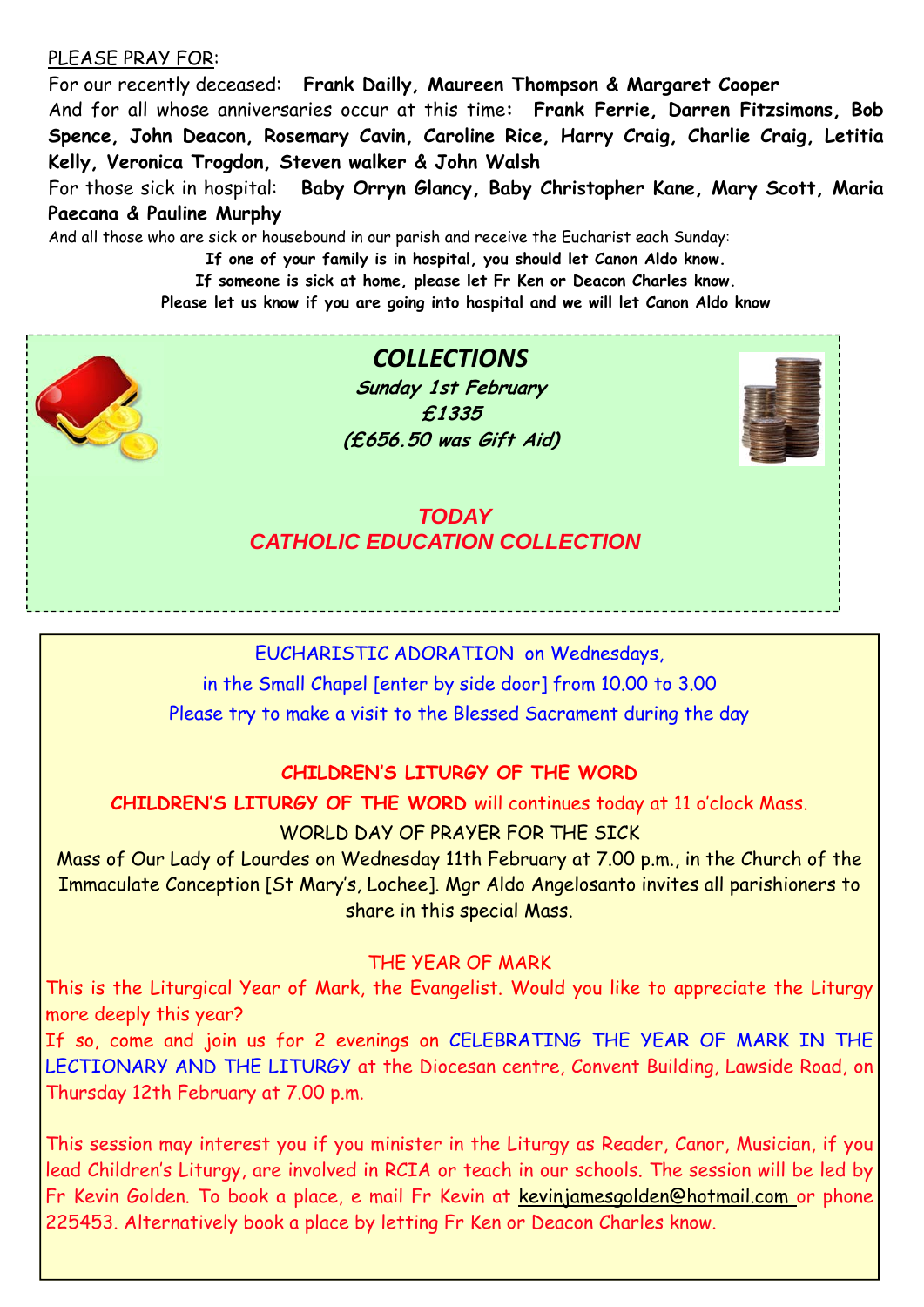PLEASE PRAY FOR:

For our recently deceased: **Frank Dailly, Maureen Thompson & Margaret Cooper**

And for all whose anniversaries occur at this time: **Frank Ferrie, Darren Fitzsimons, Bob Spence, John Deacon, Rosemary Cavin, Caroline Rice, Harry Craig, Charlie Craig, Letitia Kelly, Veronica Trogdon, Steven walker & John Walsh**

For those sick in hospital: **Baby Orryn Glancy, Baby Christopher Kane, Mary Scott, Maria Paecana & Pauline Murphy**

And all those who are sick or housebound in our parish and receive the Eucharist each Sunday:

**If one of your family is in hospital, you should let Canon Aldo know.**

**If someone is sick at home, please let Fr Ken or Deacon Charles know.**

**Please let us know if you are going into hospital and we will let Canon Aldo know**

## *COLLECTIONS*

***Sunday 1st February***

***£1335***

***(£656.50 was Gift Aid)***

***TODAY***

***CATHOLIC EDUCATION COLLECTION***

EUCHARISTIC ADORATION on Wednesdays,

in the Small Chapel [enter by side door] from 10.00 to 3.00

Please try to make a visit to the Blessed Sacrament during the day

**CHILDREN'S LITURGY OF THE WORD**

**CHILDREN'S LITURGY OF THE WORD** will continues today at 11 o'clock Mass.

WORLD DAY OF PRAYER FOR THE SICK

Mass of Our Lady of Lourdes on Wednesday 11th February at 7.00 p.m., in the Church of the Immaculate Conception [St Mary's, Lochee]. Mgr Aldo Angelosanto invites all parishioners to share in this special Mass.

THE YEAR OF MARK

This is the Liturgical Year of Mark, the Evangelist. Would you like to appreciate the Liturgy more deeply this year?

If so, come and join us for 2 evenings on CELEBRATING THE YEAR OF MARK IN THE LECTIONARY AND THE LITURGY at the Diocesan centre, Convent Building, Lawside Road, on Thursday 12th February at 7.00 p.m.

This session may interest you if you minister in the Liturgy as Reader, Canor, Musician, if you lead Children's Liturgy, are involved in RCIA or teach in our schools. The session will be led by Fr Kevin Golden. To book a place, e mail Fr Kevin at kevinjamesgolden@hotmail.com or phone 225453. Alternatively book a place by letting Fr Ken or Deacon Charles know.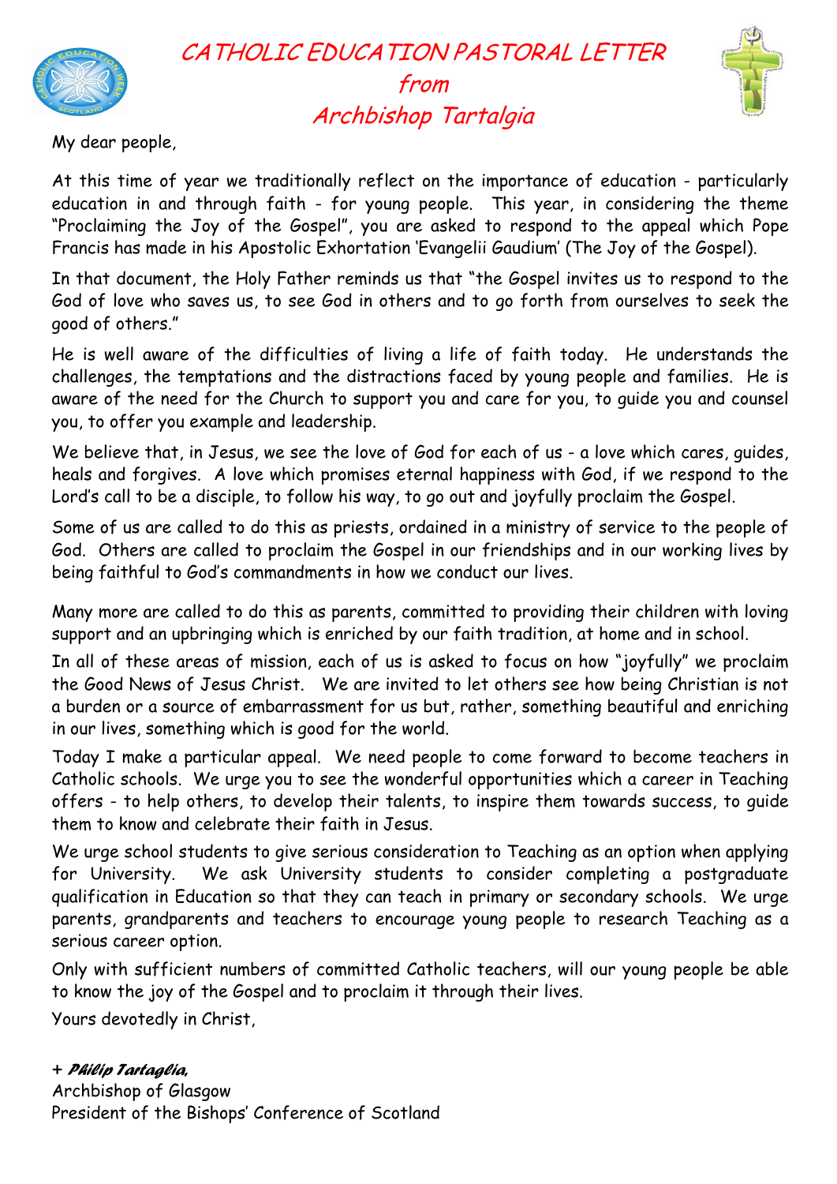# *CATHOLIC EDUCATION PASTORAL LETTER*
# *from*
# *Archbishop Tartalgia*

My dear people,

At this time of year we traditionally reflect on the importance of education - particularly education in and through faith - for young people. This year, in considering the theme "Proclaiming the Joy of the Gospel", you are asked to respond to the appeal which Pope Francis has made in his Apostolic Exhortation 'Evangelii Gaudium' (The Joy of the Gospel).

In that document, the Holy Father reminds us that "the Gospel invites us to respond to the God of love who saves us, to see God in others and to go forth from ourselves to seek the good of others."

He is well aware of the difficulties of living a life of faith today. He understands the challenges, the temptations and the distractions faced by young people and families. He is aware of the need for the Church to support you and care for you, to guide you and counsel you, to offer you example and leadership.

We believe that, in Jesus, we see the love of God for each of us - a love which cares, guides, heals and forgives. A love which promises eternal happiness with God, if we respond to the Lord's call to be a disciple, to follow his way, to go out and joyfully proclaim the Gospel.

Some of us are called to do this as priests, ordained in a ministry of service to the people of God. Others are called to proclaim the Gospel in our friendships and in our working lives by being faithful to God's commandments in how we conduct our lives.

Many more are called to do this as parents, committed to providing their children with loving support and an upbringing which is enriched by our faith tradition, at home and in school.

In all of these areas of mission, each of us is asked to focus on how "joyfully" we proclaim the Good News of Jesus Christ. We are invited to let others see how being Christian is not a burden or a source of embarrassment for us but, rather, something beautiful and enriching in our lives, something which is good for the world.

Today I make a particular appeal. We need people to come forward to become teachers in Catholic schools. We urge you to see the wonderful opportunities which a career in Teaching offers - to help others, to develop their talents, to inspire them towards success, to guide them to know and celebrate their faith in Jesus.

We urge school students to give serious consideration to Teaching as an option when applying for University. We ask University students to consider completing a postgraduate qualification in Education so that they can teach in primary or secondary schools. We urge parents, grandparents and teachers to encourage young people to research Teaching as a serious career option.

Only with sufficient numbers of committed Catholic teachers, will our young people be able to know the joy of the Gospel and to proclaim it through their lives.

Yours devotedly in Christ,

+ ***Philip Tartaglia,***
Archbishop of Glasgow
President of the Bishops' Conference of Scotland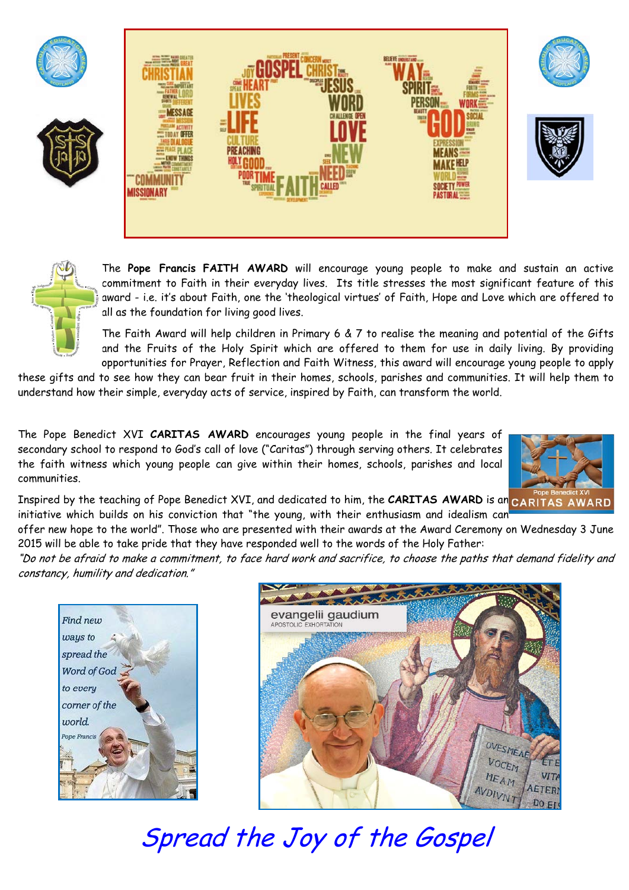The **Pope Francis FAITH AWARD** will encourage young people to make and sustain an active commitment to Faith in their everyday lives. Its title stresses the most significant feature of this award - i.e. it's about Faith, one the 'theological virtues' of Faith, Hope and Love which are offered to all as the foundation for living good lives.

The Faith Award will help children in Primary 6 & 7 to realise the meaning and potential of the Gifts and the Fruits of the Holy Spirit which are offered to them for use in daily living. By providing opportunities for Prayer, Reflection and Faith Witness, this award will encourage young people to apply these gifts and to see how they can bear fruit in their homes, schools, parishes and communities. It will help them to understand how their simple, everyday acts of service, inspired by Faith, can transform the world.

The Pope Benedict XVI **CARITAS AWARD** encourages young people in the final years of secondary school to respond to God's call of love ("Caritas") through serving others. It celebrates the faith witness which young people can give within their homes, schools, parishes and local communities.

Inspired by the teaching of Pope Benedict XVI, and dedicated to him, the **CARITAS AWARD** is an initiative which builds on his conviction that "the young, with their enthusiasm and idealism can offer new hope to the world". Those who are presented with their awards at the Award Ceremony on Wednesday 3 June 2015 will be able to take pride that they have responded well to the words of the Holy Father:

*"Do not be afraid to make a commitment, to face hard work and sacrifice, to choose the paths that demand fidelity and constancy, humility and dedication."*

# *Spread the Joy of the Gospel*